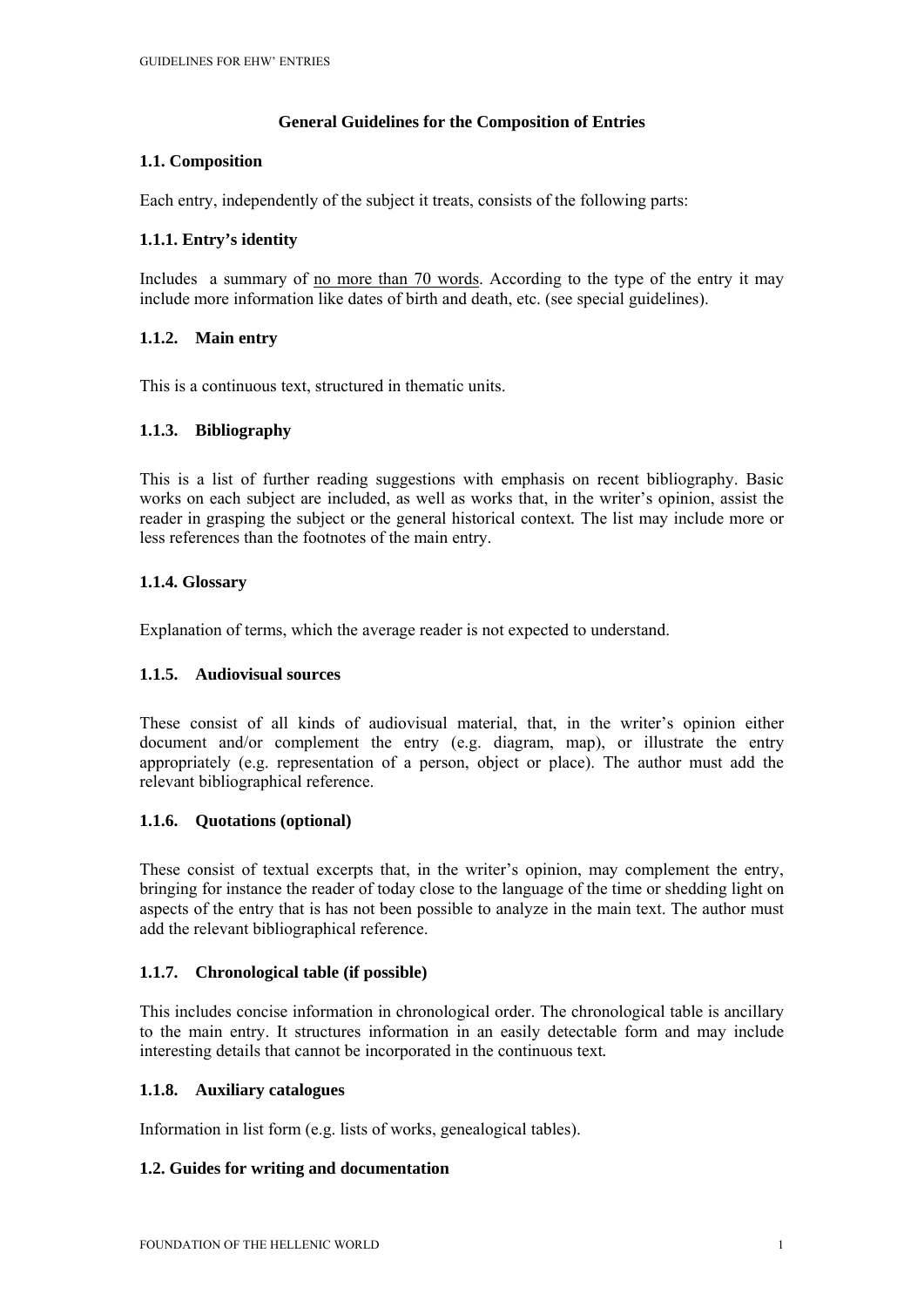# General Guidelines for the Composition of Entries

## 1.1. Composition

Each entry, independently of the subject it treats, consists of the following parts:

### 1.1.1. Entry's identity

Includes a summary of <u>no more than 70 words</u>. According to the type of the entry it may include more information like dates of birth and death, etc. (see special guidelines).

### 1.1.2. Main entry

This is a continuous text, structured in thematic units.

### 1.1.3. Bibliography

This is a list of further reading suggestions with emphasis on recent bibliography. Basic works on each subject are included, as well as works that, in the writer's opinion, assist the reader in grasping the subject or the general historical context. The list may include more or less references than the footnotes of the main entry.

### 1.1.4. Glossary

Explanation of terms, which the average reader is not expected to understand.

### 1.1.5. Audiovisual sources

These consist of all kinds of audiovisual material, that, in the writer's opinion either document and/or complement the entry (e.g. diagram, map), or illustrate the entry appropriately (e.g. representation of a person, object or place). The author must add the relevant bibliographical reference.

### 1.1.6. Quotations (optional)

These consist of textual excerpts that, in the writer's opinion, may complement the entry, bringing for instance the reader of today close to the language of the time or shedding light on aspects of the entry that is has not been possible to analyze in the main text. The author must add the relevant bibliographical reference.

### 1.1.7. Chronological table (if possible)

This includes concise information in chronological order. The chronological table is ancillary to the main entry. It structures information in an easily detectable form and may include interesting details that cannot be incorporated in the continuous text.

### 1.1.8. Auxiliary catalogues

Information in list form (e.g. lists of works, genealogical tables).

## 1.2. Guides for writing and documentation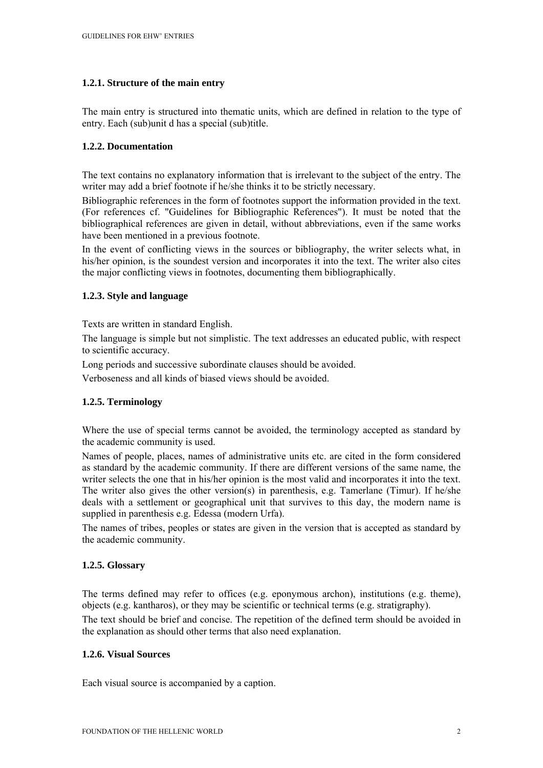### 1.2.1. Structure of the main entry

The main entry is structured into thematic units, which are defined in relation to the type of entry. Each (sub)unit d has a special (sub)title.

### 1.2.2. Documentation

The text contains no explanatory information that is irrelevant to the subject of the entry. The writer may add a brief footnote if he/she thinks it to be strictly necessary.

Bibliographic references in the form of footnotes support the information provided in the text. (For references cf. "Guidelines for Bibliographic References"). It must be noted that the bibliographical references are given in detail, without abbreviations, even if the same works have been mentioned in a previous footnote.

In the event of conflicting views in the sources or bibliography, the writer selects what, in his/her opinion, is the soundest version and incorporates it into the text. The writer also cites the major conflicting views in footnotes, documenting them bibliographically.

### 1.2.3. Style and language

Texts are written in standard English.

The language is simple but not simplistic. The text addresses an educated public, with respect to scientific accuracy.

Long periods and successive subordinate clauses should be avoided.

Verboseness and all kinds of biased views should be avoided.

### 1.2.5. Terminology

Where the use of special terms cannot be avoided, the terminology accepted as standard by the academic community is used.

Names of people, places, names of administrative units etc. are cited in the form considered as standard by the academic community. If there are different versions of the same name, the writer selects the one that in his/her opinion is the most valid and incorporates it into the text. The writer also gives the other version(s) in parenthesis, e.g. Tamerlane (Timur). If he/she deals with a settlement or geographical unit that survives to this day, the modern name is supplied in parenthesis e.g. Edessa (modern Urfa).

The names of tribes, peoples or states are given in the version that is accepted as standard by the academic community.

### 1.2.5. Glossary

The terms defined may refer to offices (e.g. eponymous archon), institutions (e.g. theme), objects (e.g. kantharos), or they may be scientific or technical terms (e.g. stratigraphy).

The text should be brief and concise. The repetition of the defined term should be avoided in the explanation as should other terms that also need explanation.

### 1.2.6. Visual Sources

Each visual source is accompanied by a caption.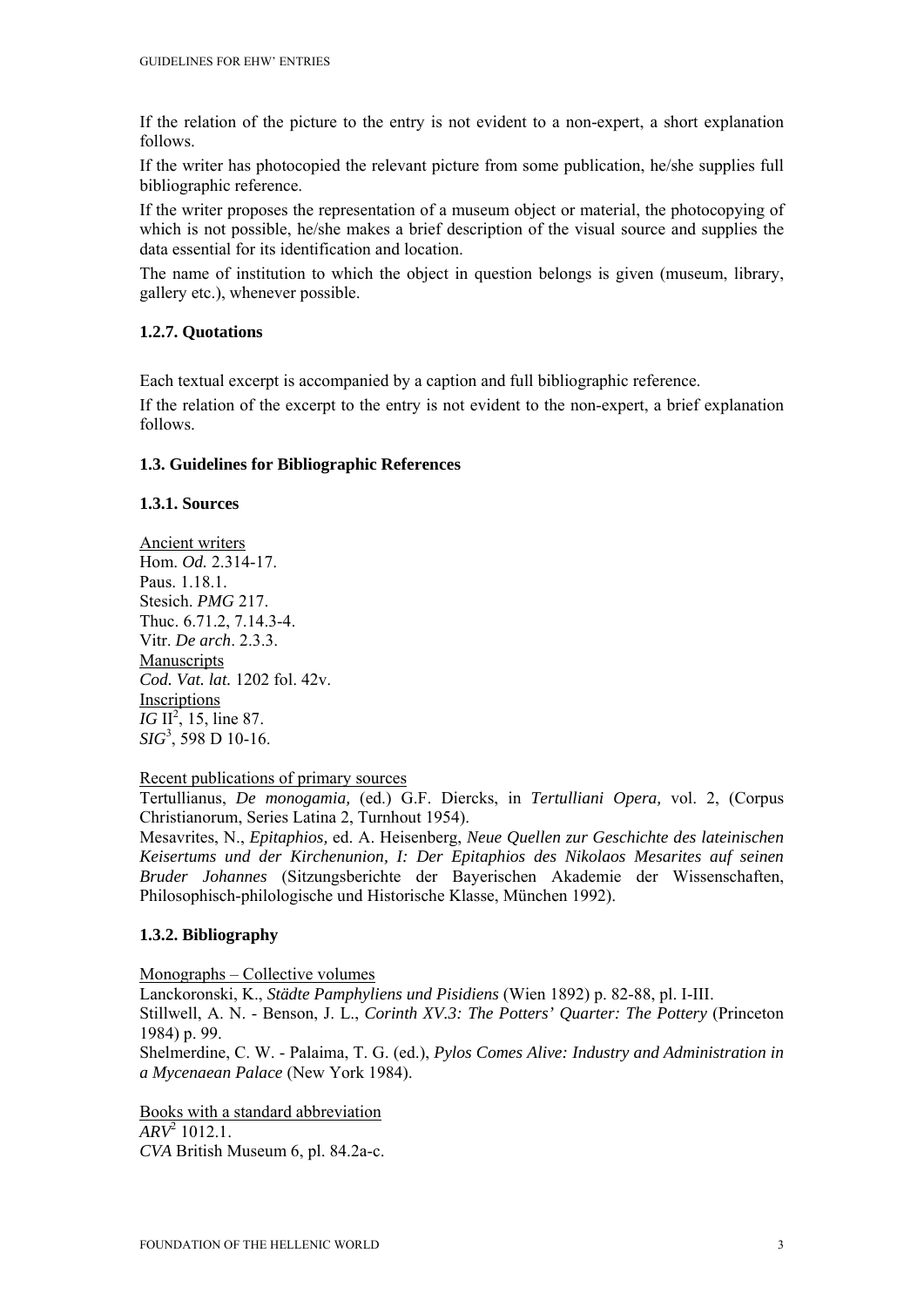If the relation of the picture to the entry is not evident to a non-expert, a short explanation follows.

If the writer has photocopied the relevant picture from some publication, he/she supplies full bibliographic reference.

If the writer proposes the representation of a museum object or material, the photocopying of which is not possible, he/she makes a brief description of the visual source and supplies the data essential for its identification and location.

The name of institution to which the object in question belongs is given (museum, library, gallery etc.), whenever possible.

#### 1.2.7. Quotations

Each textual excerpt is accompanied by a caption and full bibliographic reference.

If the relation of the excerpt to the entry is not evident to the non-expert, a brief explanation follows.

### 1.3. Guidelines for Bibliographic References

#### 1.3.1. Sources

<u>Ancient writers</u>
Hom. *Od.* 2.314-17.
Paus. 1.18.1.
Stesich. *PMG* 217.
Thuc. 6.71.2, 7.14.3-4.
Vitr. *De arch*. 2.3.3.
<u>Manuscripts</u>
*Cod. Vat. lat.* 1202 fol. 42v.
<u>Inscriptions</u>
*IG* II$^2$, 15, line 87.
*SIG*$^3$, 598 D 10-16.

<u>Recent publications of primary sources</u>
Tertullianus, *De monogamia,* (ed.) G.F. Diercks, in *Tertulliani Opera,* vol. 2, (Corpus Christianorum, Series Latina 2, Turnhout 1954).
Mesavrites, N., *Epitaphios,* ed. A. Heisenberg, *Neue Quellen zur Geschichte des lateinischen Keisertums und der Kirchenunion, I: Der Epitaphios des Nikolaos Mesarites auf seinen Bruder Johannes* (Sitzungsberichte der Bayerischen Akademie der Wissenschaften, Philosophisch-philologische und Historische Klasse, München 1992).

#### 1.3.2. Bibliography

<u>Monographs – Collective volumes</u>
Lanckoronski, K., *Städte Pamphyliens und Pisidiens* (Wien 1892) p. 82-88, pl. I-III.
Stillwell, A. N. - Benson, J. L., *Corinth XV.3: The Potters' Quarter: The Pottery* (Princeton 1984) p. 99.
Shelmerdine, C. W. - Palaima, T. G. (ed.), *Pylos Comes Alive: Industry and Administration in a Mycenaean Palace* (New York 1984).

<u>Books with a standard abbreviation</u>
*ARV*$^2$ 1012.1.
*CVA* British Museum 6, pl. 84.2a-c.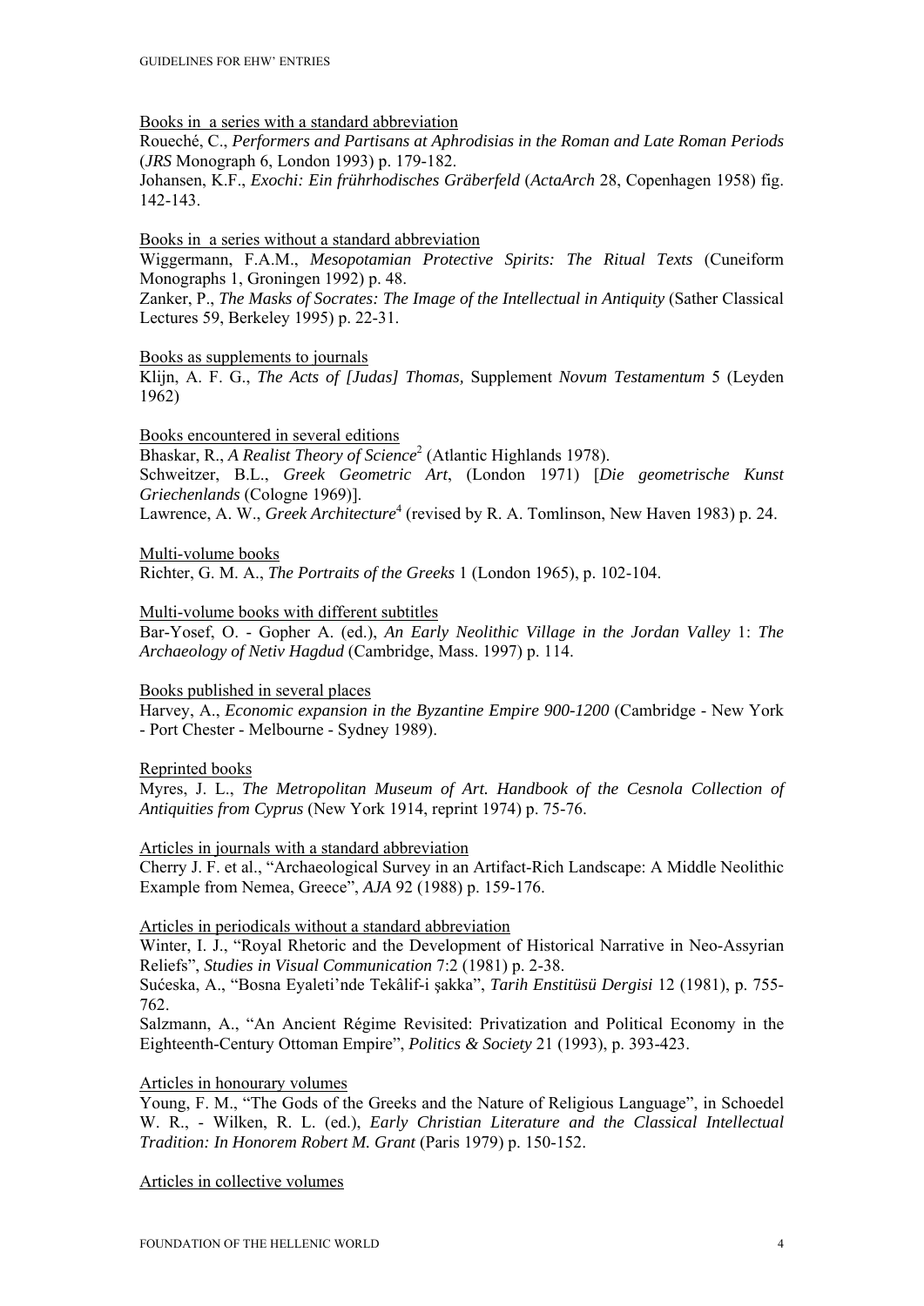<u>Books in a series with a standard abbreviation</u>

Roueché, C., *Performers and Partisans at Aphrodisias in the Roman and Late Roman Periods* (*JRS* Monograph 6, London 1993) p. 179-182.

Johansen, K.F., *Exochi: Ein frührhodisches Gräberfeld* (*ActaArch* 28, Copenhagen 1958) fig. 142-143.

<u>Books in a series without a standard abbreviation</u>

Wiggermann, F.A.M., *Mesopotamian Protective Spirits: The Ritual Texts* (Cuneiform Monographs 1, Groningen 1992) p. 48.

Zanker, P., *The Masks of Socrates: The Image of the Intellectual in Antiquity* (Sather Classical Lectures 59, Berkeley 1995) p. 22-31.

<u>Books as supplements to journals</u>

Klijn, A. F. G., *The Acts of [Judas] Thomas,* Supplement *Novum Testamentum* 5 (Leyden 1962)

<u>Books encountered in several editions</u>

Bhaskar, R., *A Realist Theory of Science*$^{2}$ (Atlantic Highlands 1978).

Schweitzer, B.L., *Greek Geometric Art*, (London 1971) [*Die geometrische Kunst Griechenlands* (Cologne 1969)].

Lawrence, A. W., *Greek Architecture*$^{4}$ (revised by R. A. Tomlinson, New Haven 1983) p. 24.

<u>Multi-volume books</u>

Richter, G. M. A., *The Portraits of the Greeks* 1 (London 1965), p. 102-104.

<u>Multi-volume books with different subtitles</u>

Bar-Yosef, O. - Gopher A. (ed.), *An Early Neolithic Village in the Jordan Valley* 1: *The Archaeology of Netiv Hagdud* (Cambridge, Mass. 1997) p. 114.

<u>Books published in several places</u>

Harvey, A., *Economic expansion in the Byzantine Empire 900-1200* (Cambridge - New York - Port Chester - Melbourne - Sydney 1989).

<u>Reprinted books</u>

Myres, J. L., *The Metropolitan Museum of Art. Handbook of the Cesnola Collection of Antiquities from Cyprus* (New York 1914, reprint 1974) p. 75-76.

<u>Articles in journals with a standard abbreviation</u>

Cherry J. F. et al., "Archaeological Survey in an Artifact-Rich Landscape: A Middle Neolithic Example from Nemea, Greece", *AJA* 92 (1988) p. 159-176.

<u>Articles in periodicals without a standard abbreviation</u>

Winter, I. J., "Royal Rhetoric and the Development of Historical Narrative in Neo-Assyrian Reliefs", *Studies in Visual Communication* 7:2 (1981) p. 2-38.

Sućeska, A., "Bosna Eyaleti'nde Tekâlif-i şakka", *Tarih Enstitüsü Dergisi* 12 (1981), p. 755-762.

Salzmann, A., "An Ancient Régime Revisited: Privatization and Political Economy in the Eighteenth-Century Ottoman Empire", *Politics & Society* 21 (1993), p. 393-423.

<u>Articles in honourary volumes</u>

Young, F. M., "The Gods of the Greeks and the Nature of Religious Language", in Schoedel W. R., - Wilken, R. L. (ed.), *Early Christian Literature and the Classical Intellectual Tradition: In Honorem Robert M. Grant* (Paris 1979) p. 150-152.

<u>Articles in collective volumes</u>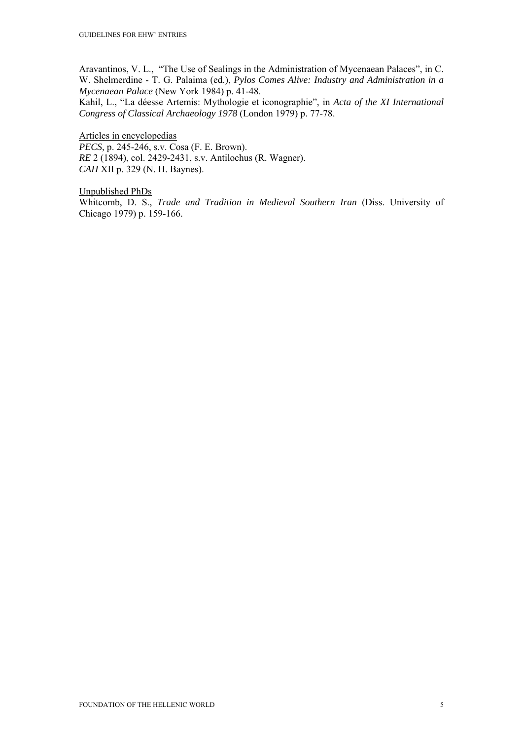Aravantinos, V. L., "The Use of Sealings in the Administration of Mycenaean Palaces", in C. W. Shelmerdine - T. G. Palaima (ed.), *Pylos Comes Alive: Industry and Administration in a Mycenaean Palace* (New York 1984) p. 41-48.

Kahil, L., "La déesse Artemis: Mythologie et iconographie", in *Acta of the XI International Congress of Classical Archaeology 1978* (London 1979) p. 77-78.

<u>Articles in encyclopedias</u>

*PECS,* p. 245-246, s.v. Cosa (F. E. Brown).

*RE* 2 (1894), col. 2429-2431, s.v. Antilochus (R. Wagner).

*CAH* XII p. 329 (N. H. Baynes).

<u>Unpublished PhDs</u>

Whitcomb, D. S., *Trade and Tradition in Medieval Southern Iran* (Diss. University of Chicago 1979) p. 159-166.